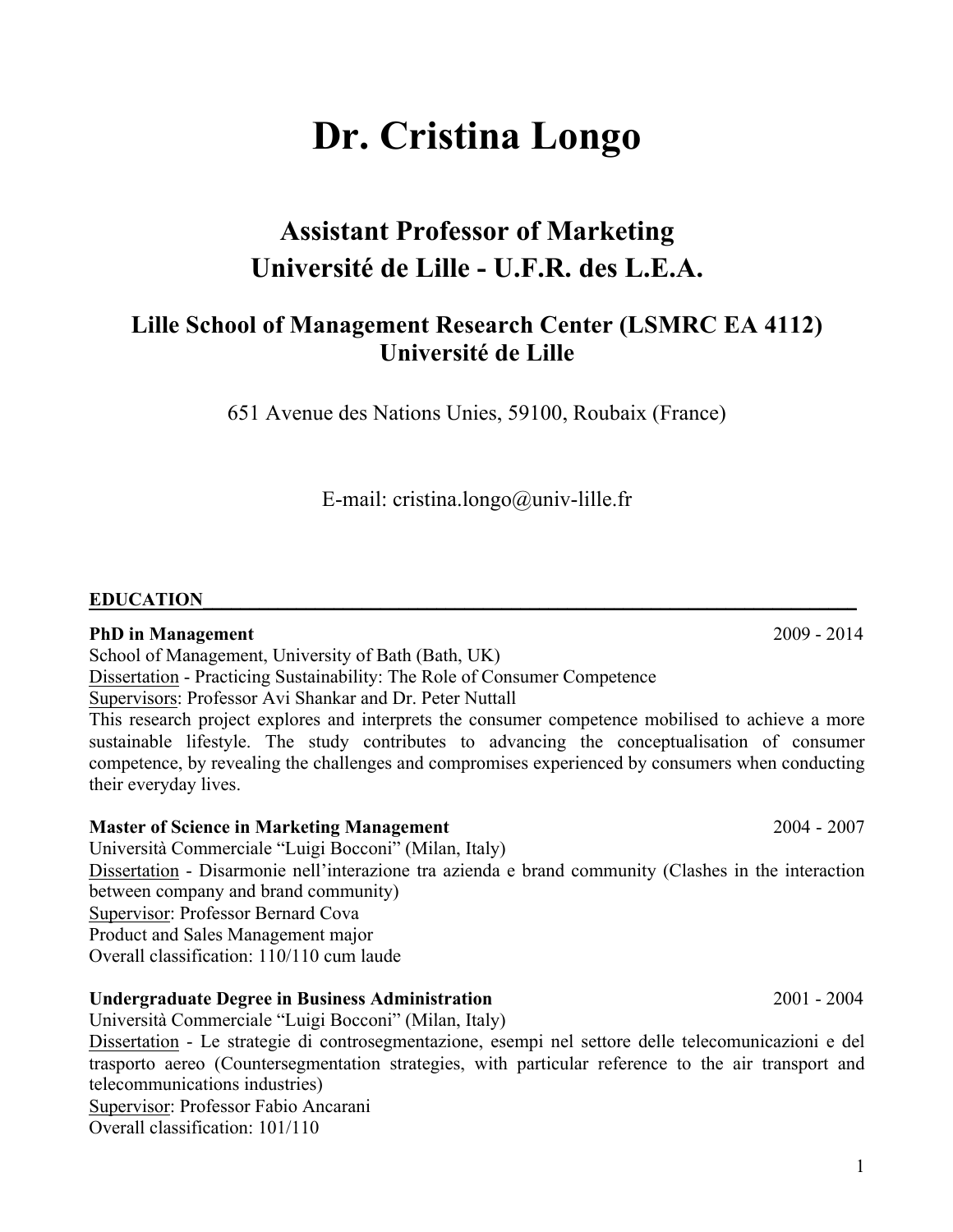# Dr. Cristina Longo

## Assistant Professor of Marketing
## Université de Lille - U.F.R. des L.E.A.

### Lille School of Management Research Center (LSMRC EA 4112)
### Université de Lille

651 Avenue des Nations Unies, 59100, Roubaix (France)

E-mail: cristina.longo@univ-lille.fr

## EDUCATION

**PhD in Management** 2009 - 2014

School of Management, University of Bath (Bath, UK)

Dissertation - Practicing Sustainability: The Role of Consumer Competence

Supervisors: Professor Avi Shankar and Dr. Peter Nuttall

This research project explores and interprets the consumer competence mobilised to achieve a more sustainable lifestyle. The study contributes to advancing the conceptualisation of consumer competence, by revealing the challenges and compromises experienced by consumers when conducting their everyday lives.

**Master of Science in Marketing Management** 2004 - 2007

Università Commerciale "Luigi Bocconi" (Milan, Italy)

Dissertation - Disarmonie nell'interazione tra azienda e brand community (Clashes in the interaction between company and brand community)

Supervisor: Professor Bernard Cova

Product and Sales Management major

Overall classification: 110/110 cum laude

**Undergraduate Degree in Business Administration** 2001 - 2004

Università Commerciale "Luigi Bocconi" (Milan, Italy)

Dissertation - Le strategie di controsegmentazione, esempi nel settore delle telecomunicazioni e del trasporto aereo (Countersegmentation strategies, with particular reference to the air transport and telecommunications industries)

Supervisor: Professor Fabio Ancarani

Overall classification: 101/110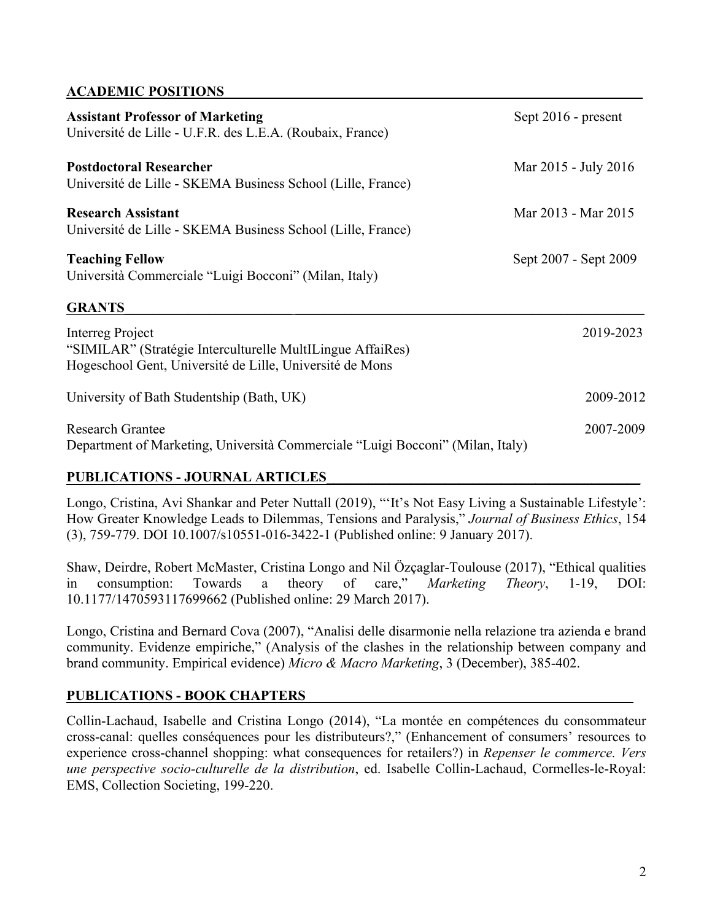## ACADEMIC POSITIONS

**Assistant Professor of Marketing** Sept 2016 - present
Université de Lille - U.F.R. des L.E.A. (Roubaix, France)

**Postdoctoral Researcher** Mar 2015 - July 2016
Université de Lille - SKEMA Business School (Lille, France)

**Research Assistant** Mar 2013 - Mar 2015
Université de Lille - SKEMA Business School (Lille, France)

**Teaching Fellow** Sept 2007 - Sept 2009
Università Commerciale "Luigi Bocconi" (Milan, Italy)

## GRANTS

Interreg Project 2019-2023
"SIMILAR" (Stratégie Interculturelle MultILingue AffaiRes)
Hogeschool Gent, Université de Lille, Université de Mons

University of Bath Studentship (Bath, UK) 2009-2012

Research Grantee 2007-2009
Department of Marketing, Università Commerciale "Luigi Bocconi" (Milan, Italy)

## PUBLICATIONS - JOURNAL ARTICLES

Longo, Cristina, Avi Shankar and Peter Nuttall (2019), "'It's Not Easy Living a Sustainable Lifestyle': How Greater Knowledge Leads to Dilemmas, Tensions and Paralysis," *Journal of Business Ethics*, 154 (3), 759-779. DOI 10.1007/s10551-016-3422-1 (Published online: 9 January 2017).

Shaw, Deirdre, Robert McMaster, Cristina Longo and Nil Özçaglar-Toulouse (2017), "Ethical qualities in consumption: Towards a theory of care," *Marketing Theory*, 1-19, DOI: 10.1177/1470593117699662 (Published online: 29 March 2017).

Longo, Cristina and Bernard Cova (2007), "Analisi delle disarmonie nella relazione tra azienda e brand community. Evidenze empiriche," (Analysis of the clashes in the relationship between company and brand community. Empirical evidence) *Micro & Macro Marketing*, 3 (December), 385-402.

## PUBLICATIONS - BOOK CHAPTERS

Collin-Lachaud, Isabelle and Cristina Longo (2014), "La montée en compétences du consommateur cross-canal: quelles conséquences pour les distributeurs?," (Enhancement of consumers' resources to experience cross-channel shopping: what consequences for retailers?) in *Repenser le commerce. Vers une perspective socio-culturelle de la distribution*, ed. Isabelle Collin-Lachaud, Cormelles-le-Royal: EMS, Collection Societing, 199-220.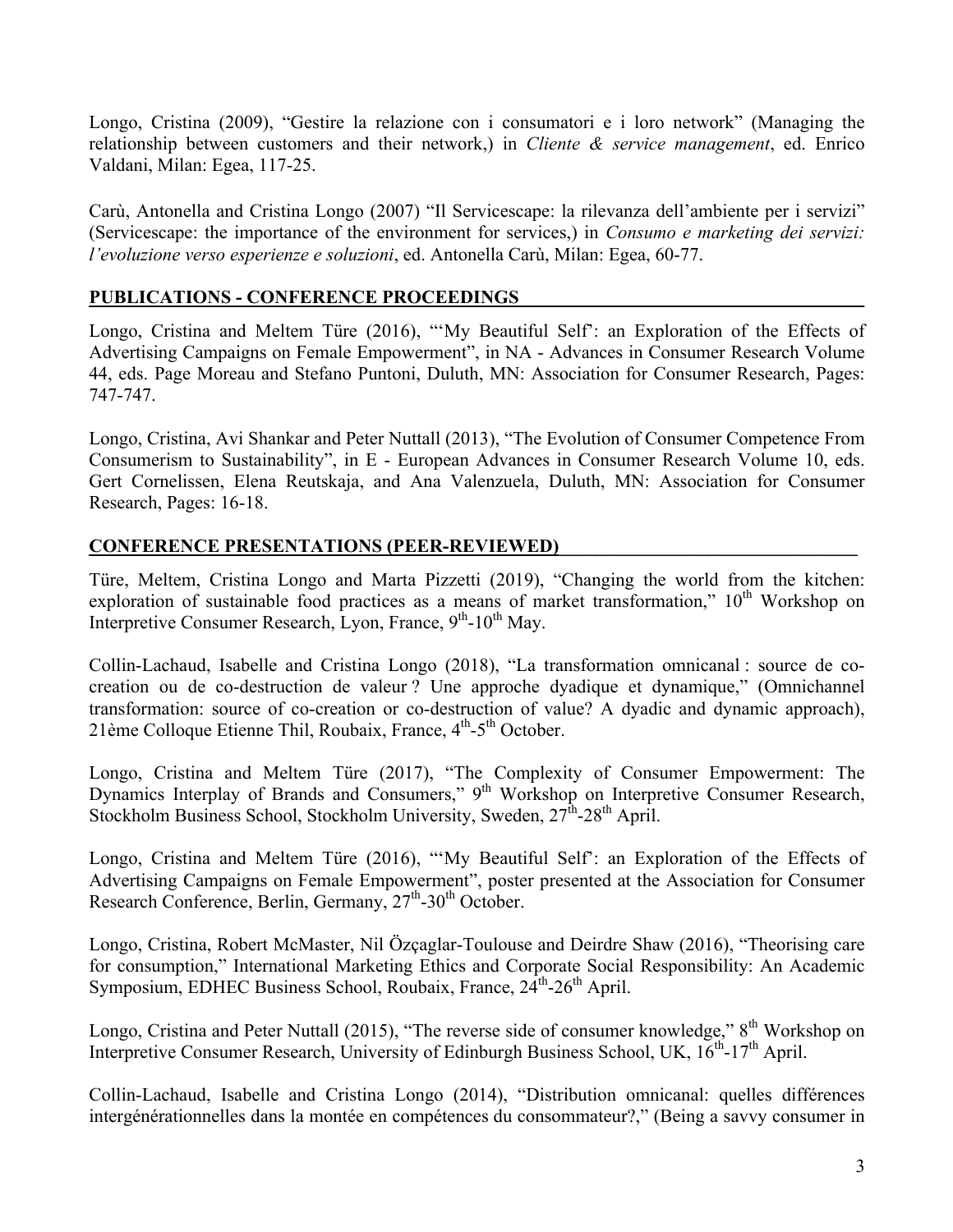Longo, Cristina (2009), "Gestire la relazione con i consumatori e i loro network" (Managing the relationship between customers and their network,) in *Cliente & service management*, ed. Enrico Valdani, Milan: Egea, 117-25.

Carù, Antonella and Cristina Longo (2007) "Il Servicescape: la rilevanza dell'ambiente per i servizi" (Servicescape: the importance of the environment for services,) in *Consumo e marketing dei servizi: l'evoluzione verso esperienze e soluzioni*, ed. Antonella Carù, Milan: Egea, 60-77.

## PUBLICATIONS - CONFERENCE PROCEEDINGS

Longo, Cristina and Meltem Türe (2016), "'My Beautiful Self': an Exploration of the Effects of Advertising Campaigns on Female Empowerment", in NA - Advances in Consumer Research Volume 44, eds. Page Moreau and Stefano Puntoni, Duluth, MN: Association for Consumer Research, Pages: 747-747.

Longo, Cristina, Avi Shankar and Peter Nuttall (2013), "The Evolution of Consumer Competence From Consumerism to Sustainability", in E - European Advances in Consumer Research Volume 10, eds. Gert Cornelissen, Elena Reutskaja, and Ana Valenzuela, Duluth, MN: Association for Consumer Research, Pages: 16-18.

## CONFERENCE PRESENTATIONS (PEER-REVIEWED)

Türe, Meltem, Cristina Longo and Marta Pizzetti (2019), "Changing the world from the kitchen: exploration of sustainable food practices as a means of market transformation," 10th Workshop on Interpretive Consumer Research, Lyon, France, 9th-10th May.

Collin-Lachaud, Isabelle and Cristina Longo (2018), "La transformation omnicanal : source de co-creation ou de co-destruction de valeur ? Une approche dyadique et dynamique," (Omnichannel transformation: source of co-creation or co-destruction of value? A dyadic and dynamic approach), 21ème Colloque Etienne Thil, Roubaix, France, 4th-5th October.

Longo, Cristina and Meltem Türe (2017), "The Complexity of Consumer Empowerment: The Dynamics Interplay of Brands and Consumers," 9th Workshop on Interpretive Consumer Research, Stockholm Business School, Stockholm University, Sweden, 27th-28th April.

Longo, Cristina and Meltem Türe (2016), "'My Beautiful Self': an Exploration of the Effects of Advertising Campaigns on Female Empowerment", poster presented at the Association for Consumer Research Conference, Berlin, Germany, 27th-30th October.

Longo, Cristina, Robert McMaster, Nil Özçaglar-Toulouse and Deirdre Shaw (2016), "Theorising care for consumption," International Marketing Ethics and Corporate Social Responsibility: An Academic Symposium, EDHEC Business School, Roubaix, France, 24th-26th April.

Longo, Cristina and Peter Nuttall (2015), "The reverse side of consumer knowledge," 8th Workshop on Interpretive Consumer Research, University of Edinburgh Business School, UK, 16th-17th April.

Collin-Lachaud, Isabelle and Cristina Longo (2014), "Distribution omnicanal: quelles différences intergénérationnelles dans la montée en compétences du consommateur?," (Being a savvy consumer in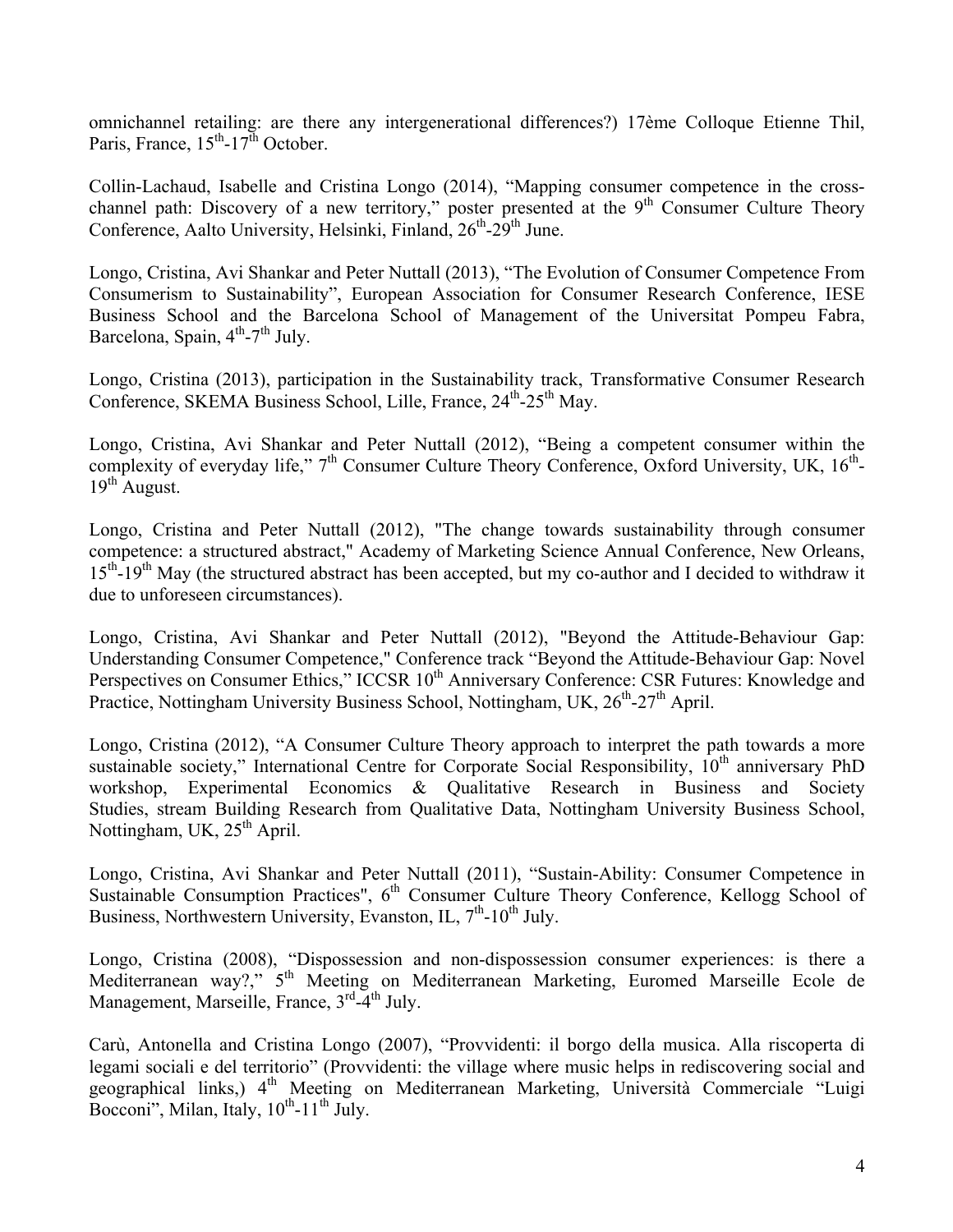omnichannel retailing: are there any intergenerational differences?) 17ème Colloque Etienne Thil, Paris, France, 15th-17th October.

Collin-Lachaud, Isabelle and Cristina Longo (2014), "Mapping consumer competence in the cross-channel path: Discovery of a new territory," poster presented at the 9th Consumer Culture Theory Conference, Aalto University, Helsinki, Finland, 26th-29th June.

Longo, Cristina, Avi Shankar and Peter Nuttall (2013), "The Evolution of Consumer Competence From Consumerism to Sustainability", European Association for Consumer Research Conference, IESE Business School and the Barcelona School of Management of the Universitat Pompeu Fabra, Barcelona, Spain, 4th-7th July.

Longo, Cristina (2013), participation in the Sustainability track, Transformative Consumer Research Conference, SKEMA Business School, Lille, France, 24th-25th May.

Longo, Cristina, Avi Shankar and Peter Nuttall (2012), "Being a competent consumer within the complexity of everyday life," 7th Consumer Culture Theory Conference, Oxford University, UK, 16th-19th August.

Longo, Cristina and Peter Nuttall (2012), "The change towards sustainability through consumer competence: a structured abstract," Academy of Marketing Science Annual Conference, New Orleans, 15th-19th May (the structured abstract has been accepted, but my co-author and I decided to withdraw it due to unforeseen circumstances).

Longo, Cristina, Avi Shankar and Peter Nuttall (2012), "Beyond the Attitude-Behaviour Gap: Understanding Consumer Competence," Conference track "Beyond the Attitude-Behaviour Gap: Novel Perspectives on Consumer Ethics," ICCSR 10th Anniversary Conference: CSR Futures: Knowledge and Practice, Nottingham University Business School, Nottingham, UK, 26th-27th April.

Longo, Cristina (2012), "A Consumer Culture Theory approach to interpret the path towards a more sustainable society," International Centre for Corporate Social Responsibility, 10th anniversary PhD workshop, Experimental Economics & Qualitative Research in Business and Society Studies, stream Building Research from Qualitative Data, Nottingham University Business School, Nottingham, UK, 25th April.

Longo, Cristina, Avi Shankar and Peter Nuttall (2011), "Sustain-Ability: Consumer Competence in Sustainable Consumption Practices", 6th Consumer Culture Theory Conference, Kellogg School of Business, Northwestern University, Evanston, IL, 7th-10th July.

Longo, Cristina (2008), "Dispossession and non-dispossession consumer experiences: is there a Mediterranean way?," 5th Meeting on Mediterranean Marketing, Euromed Marseille Ecole de Management, Marseille, France, 3rd-4th July.

Carù, Antonella and Cristina Longo (2007), "Provvidenti: il borgo della musica. Alla riscoperta di legami sociali e del territorio" (Provvidenti: the village where music helps in rediscovering social and geographical links,) 4th Meeting on Mediterranean Marketing, Università Commerciale "Luigi Bocconi", Milan, Italy, 10th-11th July.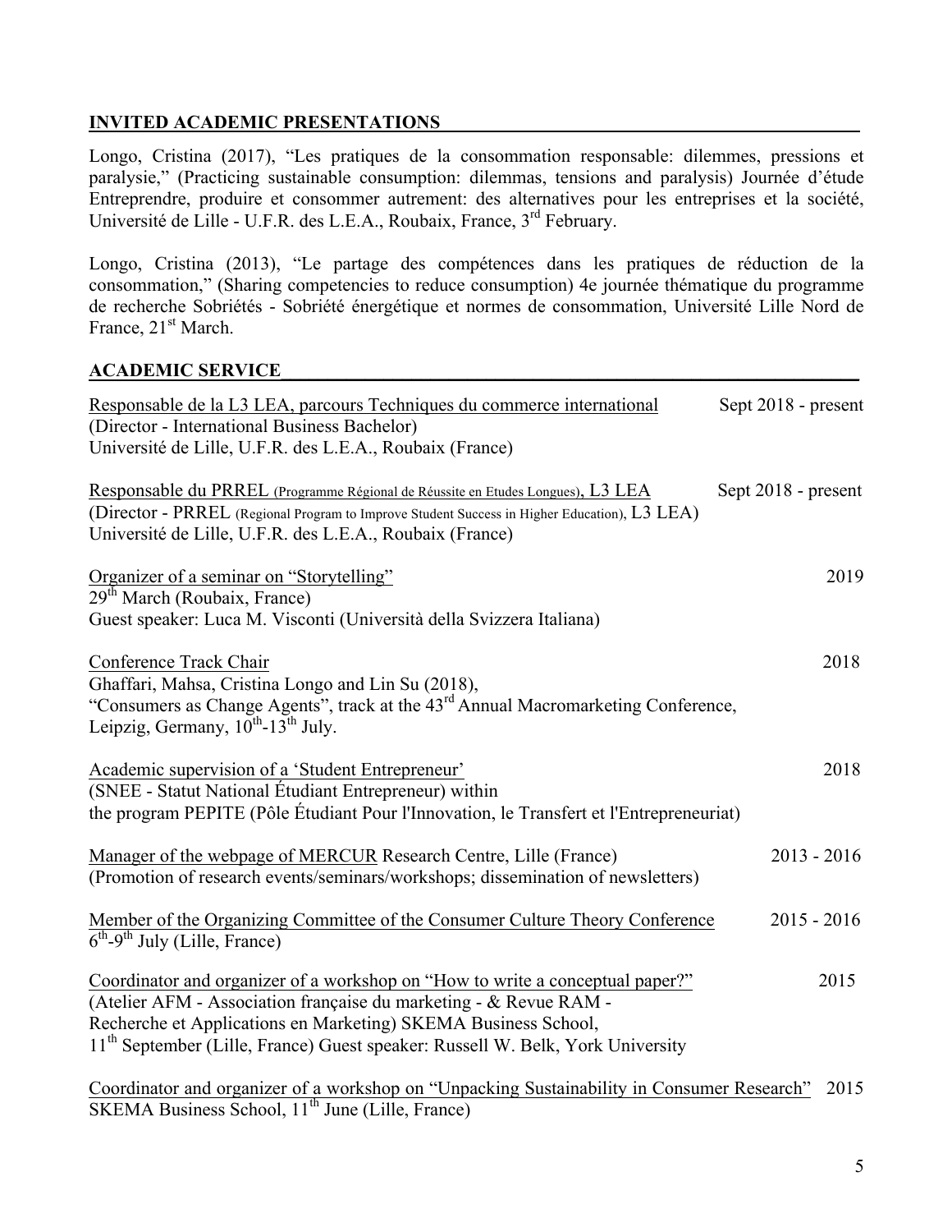## INVITED ACADEMIC PRESENTATIONS

Longo, Cristina (2017), "Les pratiques de la consommation responsable: dilemmes, pressions et paralysie," (Practicing sustainable consumption: dilemmas, tensions and paralysis) Journée d'étude Entreprendre, produire et consommer autrement: des alternatives pour les entreprises et la société, Université de Lille - U.F.R. des L.E.A., Roubaix, France, 3rd February.

Longo, Cristina (2013), "Le partage des compétences dans les pratiques de réduction de la consommation," (Sharing competencies to reduce consumption) 4e journée thématique du programme de recherche Sobriétés - Sobriété énergétique et normes de consommation, Université Lille Nord de France, 21st March.

## ACADEMIC SERVICE

Responsable de la L3 LEA, parcours Techniques du commerce international — Sept 2018 - present
(Director - International Business Bachelor)
Université de Lille, U.F.R. des L.E.A., Roubaix (France)

Responsable du PRREL (Programme Régional de Réussite en Etudes Longues), L3 LEA — Sept 2018 - present
(Director - PRREL (Regional Program to Improve Student Success in Higher Education), L3 LEA)
Université de Lille, U.F.R. des L.E.A., Roubaix (France)

Organizer of a seminar on "Storytelling" — 2019
29th March (Roubaix, France)
Guest speaker: Luca M. Visconti (Università della Svizzera Italiana)

Conference Track Chair — 2018
Ghaffari, Mahsa, Cristina Longo and Lin Su (2018),
"Consumers as Change Agents", track at the 43rd Annual Macromarketing Conference, Leipzig, Germany, 10th-13th July.

Academic supervision of a 'Student Entrepreneur' — 2018
(SNEE - Statut National Étudiant Entrepreneur) within
the program PEPITE (Pôle Étudiant Pour l'Innovation, le Transfert et l'Entrepreneuriat)

Manager of the webpage of MERCUR Research Centre, Lille (France) — 2013 - 2016
(Promotion of research events/seminars/workshops; dissemination of newsletters)

Member of the Organizing Committee of the Consumer Culture Theory Conference — 2015 - 2016
6th-9th July (Lille, France)

Coordinator and organizer of a workshop on "How to write a conceptual paper?" — 2015
(Atelier AFM - Association française du marketing - & Revue RAM - Recherche et Applications en Marketing) SKEMA Business School,
11th September (Lille, France) Guest speaker: Russell W. Belk, York University

Coordinator and organizer of a workshop on "Unpacking Sustainability in Consumer Research" — 2015
SKEMA Business School, 11th June (Lille, France)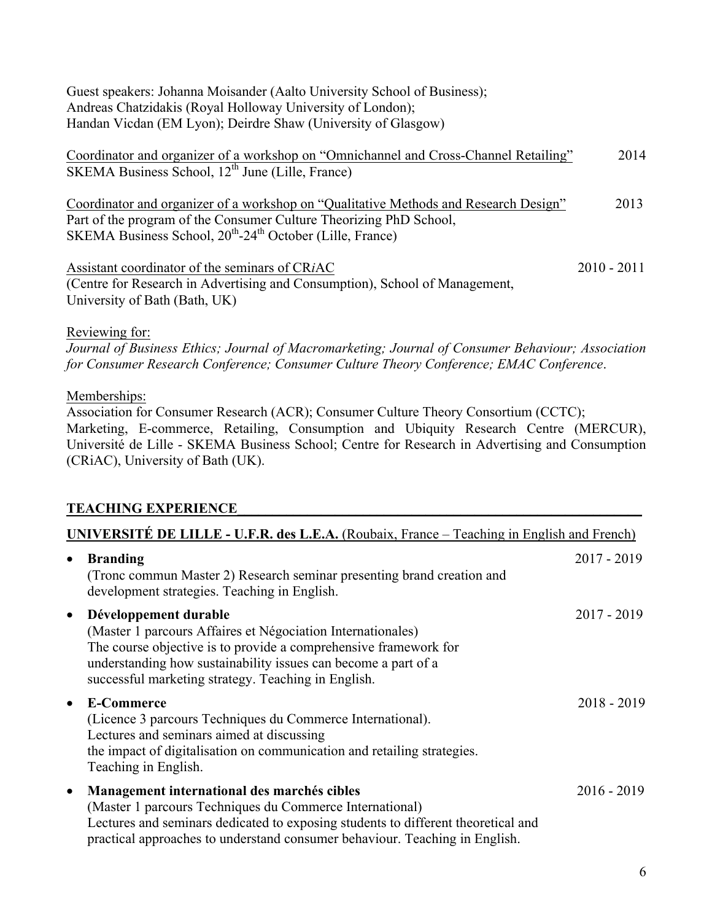Guest speakers: Johanna Moisander (Aalto University School of Business);
Andreas Chatzidakis (Royal Holloway University of London);
Handan Vicdan (EM Lyon); Deirdre Shaw (University of Glasgow)

Coordinator and organizer of a workshop on "Omnichannel and Cross-Channel Retailing" — 2014
SKEMA Business School, 12th June (Lille, France)

Coordinator and organizer of a workshop on "Qualitative Methods and Research Design" — 2013
Part of the program of the Consumer Culture Theorizing PhD School,
SKEMA Business School, 20th-24th October (Lille, France)

Assistant coordinator of the seminars of CR*i*AC — 2010 - 2011
(Centre for Research in Advertising and Consumption), School of Management,
University of Bath (Bath, UK)

Reviewing for:
*Journal of Business Ethics; Journal of Macromarketing; Journal of Consumer Behaviour; Association for Consumer Research Conference; Consumer Culture Theory Conference; EMAC Conference*.

Memberships:
Association for Consumer Research (ACR); Consumer Culture Theory Consortium (CCTC); Marketing, E-commerce, Retailing, Consumption and Ubiquity Research Centre (MERCUR), Université de Lille - SKEMA Business School; Centre for Research in Advertising and Consumption (CRiAC), University of Bath (UK).

## TEACHING EXPERIENCE

### UNIVERSITÉ DE LILLE - U.F.R. des L.E.A. (Roubaix, France – Teaching in English and French)

- **Branding** — 2017 - 2019
  (Tronc commun Master 2) Research seminar presenting brand creation and development strategies. Teaching in English.
- **Développement durable** — 2017 - 2019
  (Master 1 parcours Affaires et Négociation Internationales)
  The course objective is to provide a comprehensive framework for understanding how sustainability issues can become a part of a successful marketing strategy. Teaching in English.
- **E-Commerce** — 2018 - 2019
  (Licence 3 parcours Techniques du Commerce International).
  Lectures and seminars aimed at discussing the impact of digitalisation on communication and retailing strategies.
  Teaching in English.
- **Management international des marchés cibles** — 2016 - 2019
  (Master 1 parcours Techniques du Commerce International)
  Lectures and seminars dedicated to exposing students to different theoretical and practical approaches to understand consumer behaviour. Teaching in English.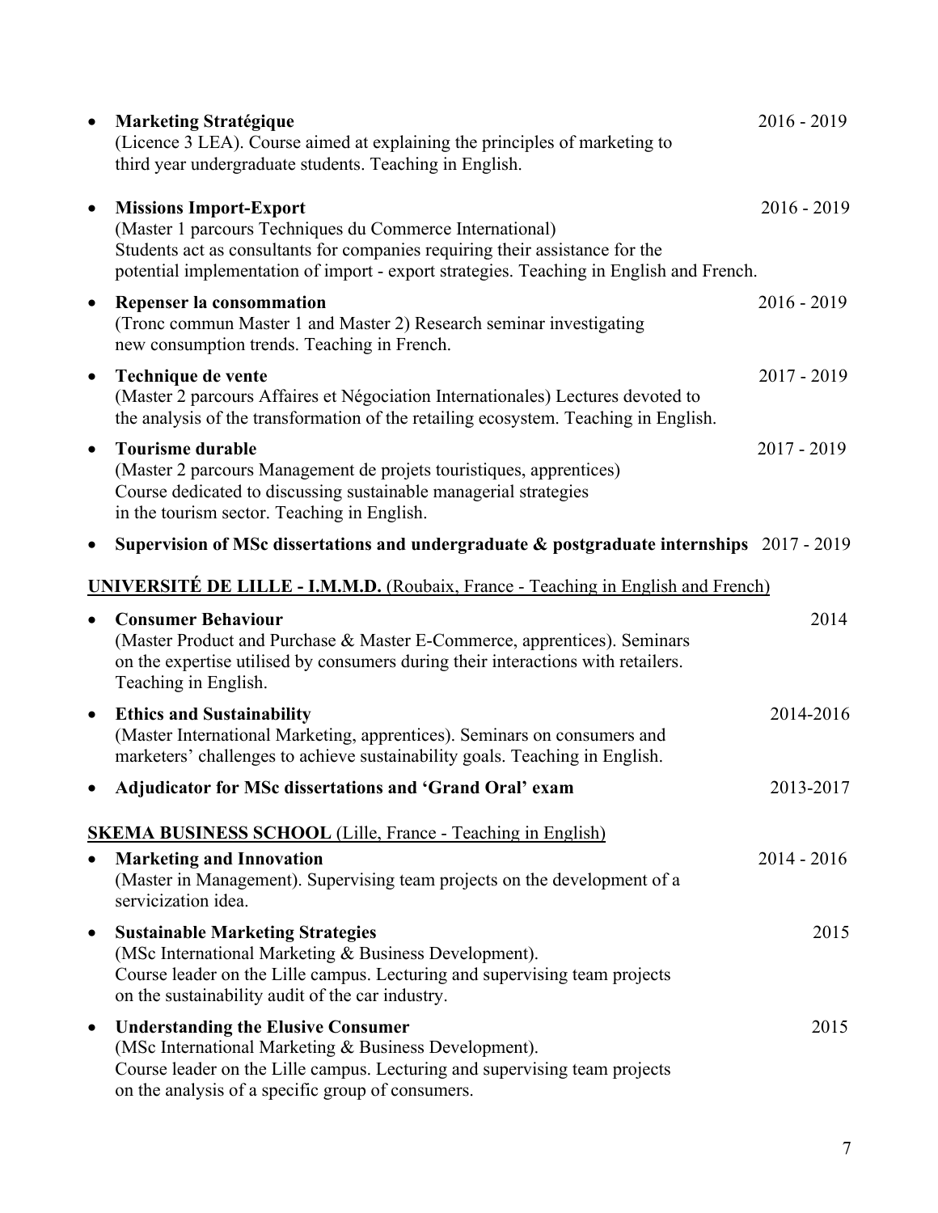- **Marketing Stratégique** 2016 - 2019
  (Licence 3 LEA). Course aimed at explaining the principles of marketing to third year undergraduate students. Teaching in English.

- **Missions Import-Export** 2016 - 2019
  (Master 1 parcours Techniques du Commerce International)
  Students act as consultants for companies requiring their assistance for the potential implementation of import - export strategies. Teaching in English and French.

- **Repenser la consommation** 2016 - 2019
  (Tronc commun Master 1 and Master 2) Research seminar investigating new consumption trends. Teaching in French.

- **Technique de vente** 2017 - 2019
  (Master 2 parcours Affaires et Négociation Internationales) Lectures devoted to the analysis of the transformation of the retailing ecosystem. Teaching in English.

- **Tourisme durable** 2017 - 2019
  (Master 2 parcours Management de projets touristiques, apprentices)
  Course dedicated to discussing sustainable managerial strategies in the tourism sector. Teaching in English.

- **Supervision of MSc dissertations and undergraduate & postgraduate internships** 2017 - 2019

**UNIVERSITÉ DE LILLE - I.M.M.D.** (Roubaix, France - Teaching in English and French)

- **Consumer Behaviour** 2014
  (Master Product and Purchase & Master E-Commerce, apprentices). Seminars on the expertise utilised by consumers during their interactions with retailers. Teaching in English.

- **Ethics and Sustainability** 2014-2016
  (Master International Marketing, apprentices). Seminars on consumers and marketers' challenges to achieve sustainability goals. Teaching in English.

- **Adjudicator for MSc dissertations and 'Grand Oral' exam** 2013-2017

**SKEMA BUSINESS SCHOOL** (Lille, France - Teaching in English)

- **Marketing and Innovation** 2014 - 2016
  (Master in Management). Supervising team projects on the development of a servicization idea.

- **Sustainable Marketing Strategies** 2015
  (MSc International Marketing & Business Development).
  Course leader on the Lille campus. Lecturing and supervising team projects on the sustainability audit of the car industry.

- **Understanding the Elusive Consumer** 2015
  (MSc International Marketing & Business Development).
  Course leader on the Lille campus. Lecturing and supervising team projects on the analysis of a specific group of consumers.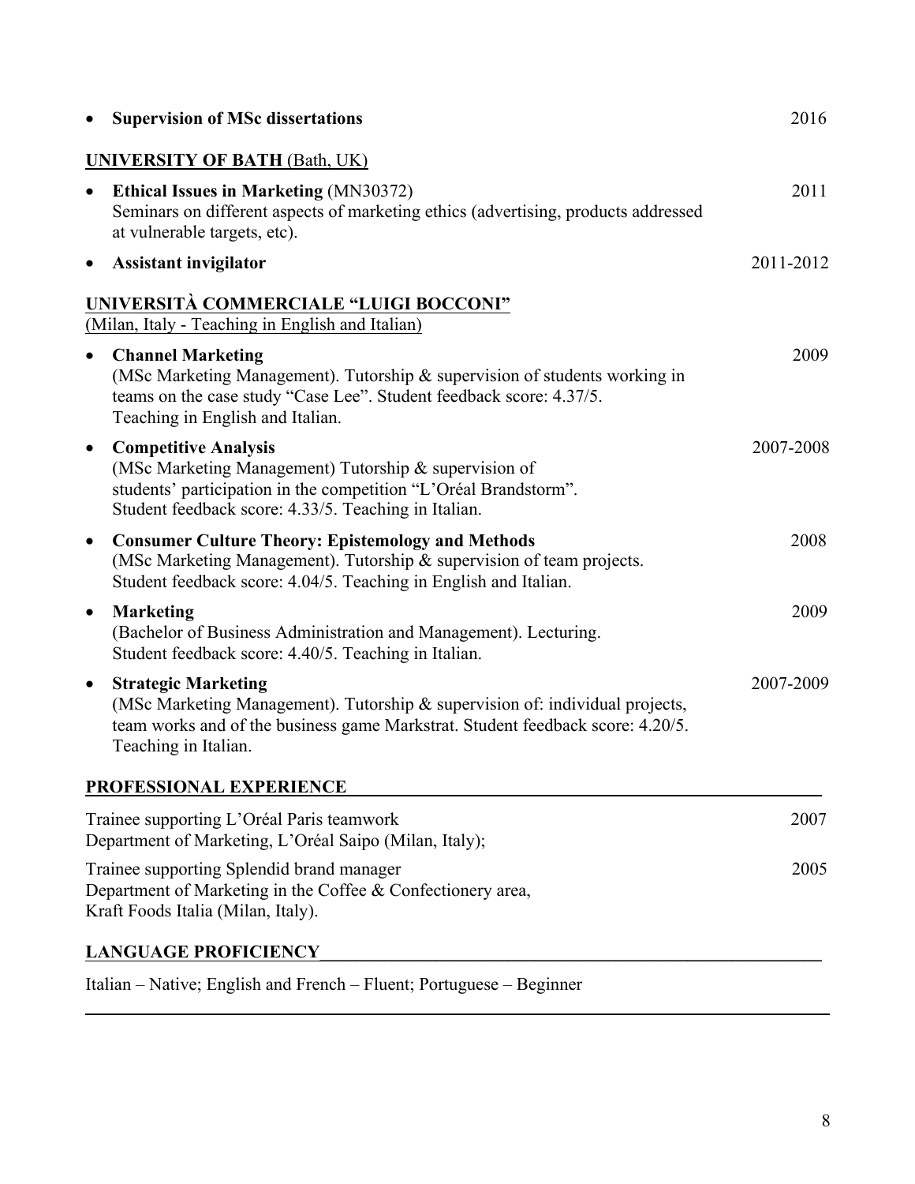- **Supervision of MSc dissertations** 2016

**UNIVERSITY OF BATH** (Bath, UK)

- **Ethical Issues in Marketing** (MN30372) 2011
  Seminars on different aspects of marketing ethics (advertising, products addressed at vulnerable targets, etc).
- **Assistant invigilator** 2011-2012

**UNIVERSITÀ COMMERCIALE "LUIGI BOCCONI"**
(Milan, Italy - Teaching in English and Italian)

- **Channel Marketing** 2009
  (MSc Marketing Management). Tutorship & supervision of students working in teams on the case study "Case Lee". Student feedback score: 4.37/5. Teaching in English and Italian.
- **Competitive Analysis** 2007-2008
  (MSc Marketing Management) Tutorship & supervision of students' participation in the competition "L'Oréal Brandstorm". Student feedback score: 4.33/5. Teaching in Italian.
- **Consumer Culture Theory: Epistemology and Methods** 2008
  (MSc Marketing Management). Tutorship & supervision of team projects. Student feedback score: 4.04/5. Teaching in English and Italian.
- **Marketing** 2009
  (Bachelor of Business Administration and Management). Lecturing. Student feedback score: 4.40/5. Teaching in Italian.
- **Strategic Marketing** 2007-2009
  (MSc Marketing Management). Tutorship & supervision of: individual projects, team works and of the business game Markstrat. Student feedback score: 4.20/5. Teaching in Italian.

## PROFESSIONAL EXPERIENCE

Trainee supporting L'Oréal Paris teamwork 2007
Department of Marketing, L'Oréal Saipo (Milan, Italy);

Trainee supporting Splendid brand manager 2005
Department of Marketing in the Coffee & Confectionery area,
Kraft Foods Italia (Milan, Italy).

## LANGUAGE PROFICIENCY

Italian – Native; English and French – Fluent; Portuguese – Beginner